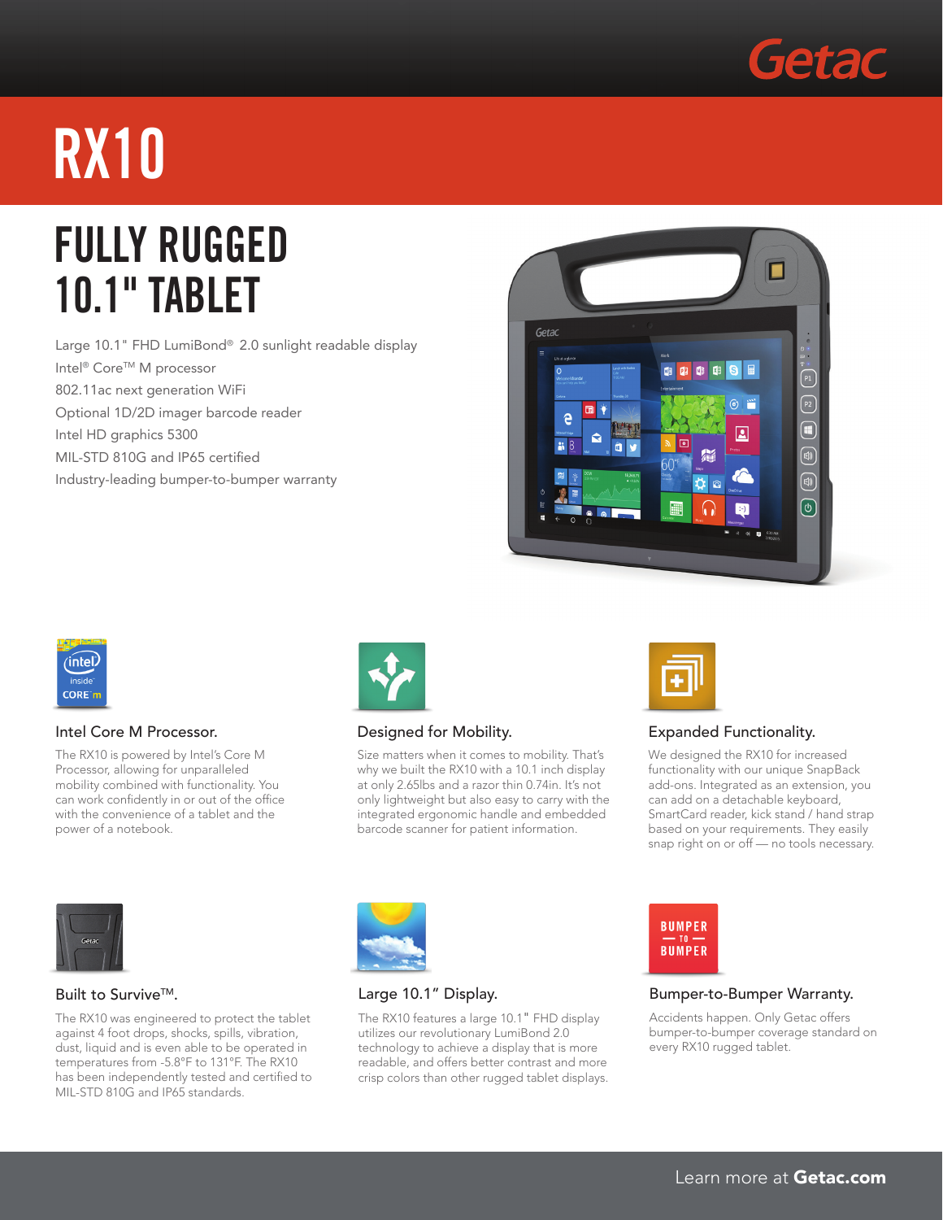Getac

# RX10

## FULLY RUGGED 10.1" TABLET

- Large 10.1" FHD LumiBond® 2.0 sunlight readable display
- Intel® Core™ M processor
- 802.11ac next generation WiFi
- Optional 1D/2D imager barcode reader
- Intel HD graphics 5300
- MIL-STD 810G and IP65 certified
- Industry-leading bumper-to-bumper warranty

### Intel Core M Processor.

The RX10 is powered by Intel's Core M Processor, allowing for unparalleled mobility combined with functionality. You can work confidently in or out of the office with the convenience of a tablet and the power of a notebook.

### Designed for Mobility.

Size matters when it comes to mobility. That's why we built the RX10 with a 10.1 inch display at only 2.65lbs and a razor thin 0.74in. It's not only lightweight but also easy to carry with the integrated ergonomic handle and embedded barcode scanner for patient information.

### Expanded Functionality.

We designed the RX10 for increased functionality with our unique SnapBack add-ons. Integrated as an extension, you can add on a detachable keyboard, SmartCard reader, kick stand / hand strap based on your requirements. They easily snap right on or off — no tools necessary.

### Built to Survive™.

The RX10 was engineered to protect the tablet against 4 foot drops, shocks, spills, vibration, dust, liquid and is even able to be operated in temperatures from -5.8°F to 131°F. The RX10 has been independently tested and certified to MIL-STD 810G and IP65 standards.

### Large 10.1" Display.

The RX10 features a large 10.1" FHD display utilizes our revolutionary LumiBond 2.0 technology to achieve a display that is more readable, and offers better contrast and more crisp colors than other rugged tablet displays.

### Bumper-to-Bumper Warranty.

Accidents happen. Only Getac offers bumper-to-bumper coverage standard on every RX10 rugged tablet.

Learn more at **Getac.com**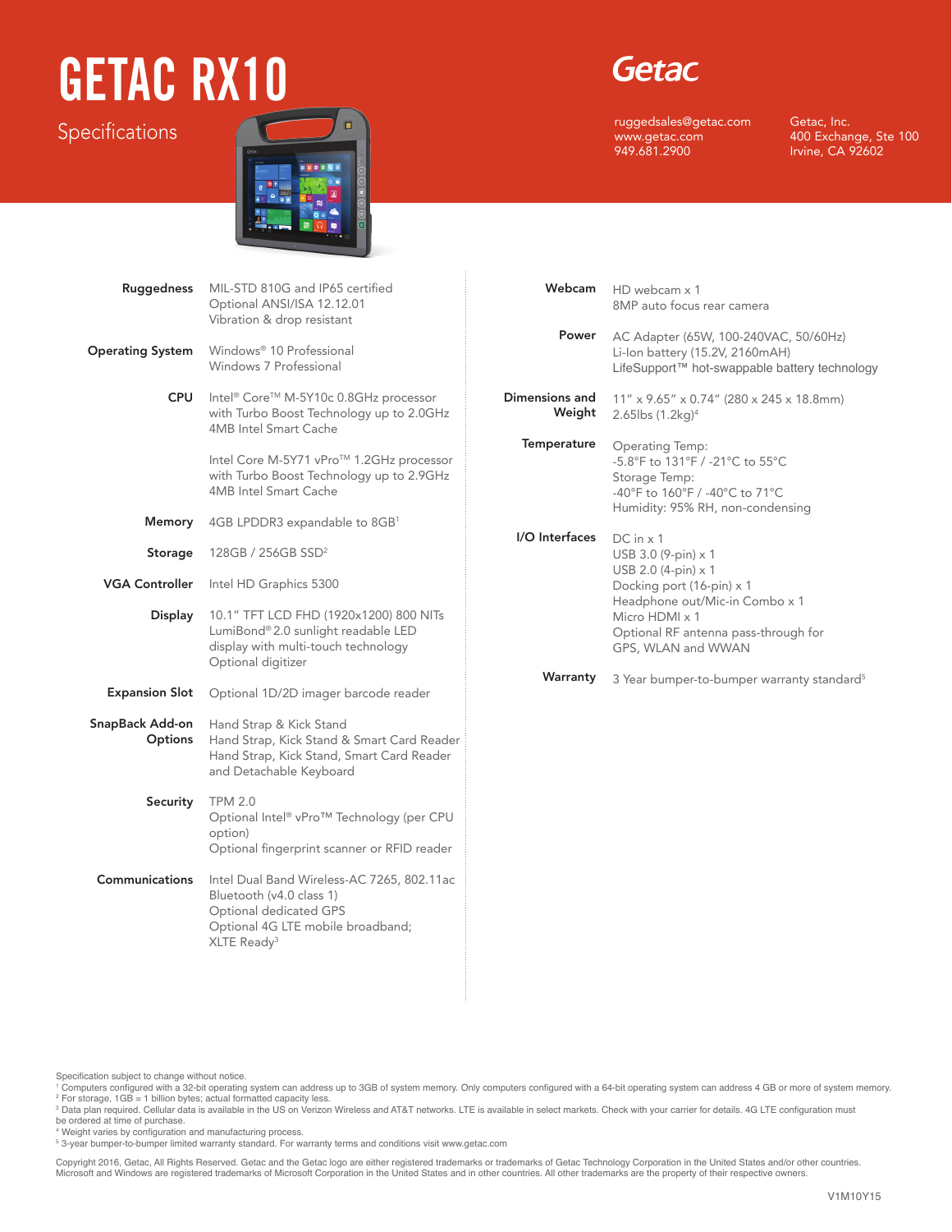# GETAC RX10

## Specifications

Getac

ruggedsales@getac.com
www.getac.com
949.681.2900

Getac, Inc.
400 Exchange, Ste 100
Irvine, CA 92602

**Ruggedness**
MIL-STD 810G and IP65 certified
Optional ANSI/ISA 12.12.01
Vibration & drop resistant

**Operating System**
Windows® 10 Professional
Windows 7 Professional

**CPU**
Intel® Core™ M-5Y10c 0.8GHz processor with Turbo Boost Technology up to 2.0GHz
4MB Intel Smart Cache

Intel Core M-5Y71 vPro™ 1.2GHz processor with Turbo Boost Technology up to 2.9GHz
4MB Intel Smart Cache

**Memory**
4GB LPDDR3 expandable to 8GB[1]

**Storage**
128GB / 256GB SSD[2]

**VGA Controller**
Intel HD Graphics 5300

**Display**
10.1" TFT LCD FHD (1920x1200) 800 NITs
LumiBond® 2.0 sunlight readable LED display with multi-touch technology
Optional digitizer

**Expansion Slot**
Optional 1D/2D imager barcode reader

**SnapBack Add-on Options**
Hand Strap & Kick Stand
Hand Strap, Kick Stand & Smart Card Reader
Hand Strap, Kick Stand, Smart Card Reader and Detachable Keyboard

**Security**
TPM 2.0
Optional Intel® vPro™ Technology (per CPU option)
Optional fingerprint scanner or RFID reader

**Communications**
Intel Dual Band Wireless-AC 7265, 802.11ac
Bluetooth (v4.0 class 1)
Optional dedicated GPS
Optional 4G LTE mobile broadband; XLTE Ready[3]

**Webcam**
HD webcam x 1
8MP auto focus rear camera

**Power**
AC Adapter (65W, 100-240VAC, 50/60Hz)
Li-Ion battery (15.2V, 2160mAH)
LifeSupport™ hot-swappable battery technology

**Dimensions and Weight**
11" x 9.65" x 0.74" (280 x 245 x 18.8mm)
2.65lbs (1.2kg)[4]

**Temperature**
Operating Temp:
-5.8°F to 131°F / -21°C to 55°C
Storage Temp:
-40°F to 160°F / -40°C to 71°C
Humidity: 95% RH, non-condensing

**I/O Interfaces**
DC in x 1
USB 3.0 (9-pin) x 1
USB 2.0 (4-pin) x 1
Docking port (16-pin) x 1
Headphone out/Mic-in Combo x 1
Micro HDMI x 1
Optional RF antenna pass-through for GPS, WLAN and WWAN

**Warranty**
3 Year bumper-to-bumper warranty standard[5]

Specification subject to change without notice.
[1] Computers configured with a 32-bit operating system can address up to 3GB of system memory. Only computers configured with a 64-bit operating system can address 4 GB or more of system memory.
[2] For storage, 1GB = 1 billion bytes; actual formatted capacity less.
[3] Data plan required. Cellular data is available in the US on Verizon Wireless and AT&T networks. LTE is available in select markets. Check with your carrier for details. 4G LTE configuration must be ordered at time of purchase.
[4] Weight varies by configuration and manufacturing process.
[5] 3-year bumper-to-bumper limited warranty standard. For warranty terms and conditions visit www.getac.com

Copyright 2016, Getac, All Rights Reserved. Getac and the Getac logo are either registered trademarks or trademarks of Getac Technology Corporation in the United States and/or other countries. Microsoft and Windows are registered trademarks of Microsoft Corporation in the United States and in other countries. All other trademarks are the property of their respective owners.

V1M10Y15